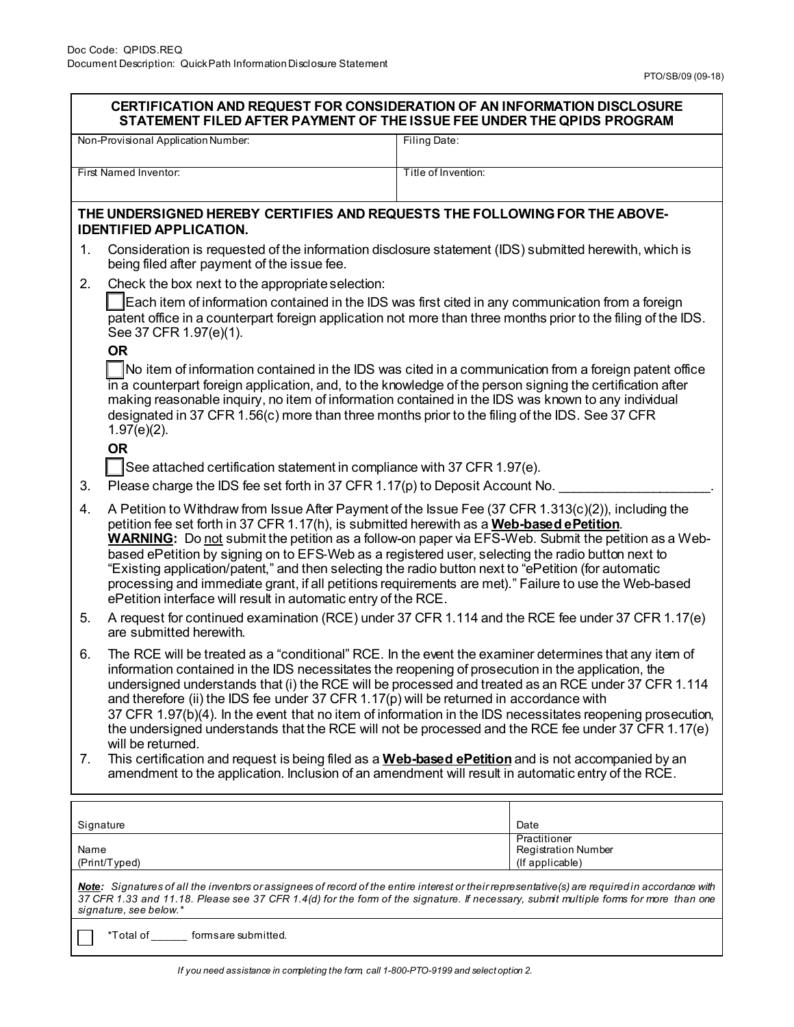Doc Code: QPIDS.REQ
Document Description: Quick Path Information Disclosure Statement

PTO/SB/09 (09-18)

## CERTIFICATION AND REQUEST FOR CONSIDERATION OF AN INFORMATION DISCLOSURE STATEMENT FILED AFTER PAYMENT OF THE ISSUE FEE UNDER THE QPIDS PROGRAM

| Non-Provisional Application Number: | Filing Date: |
|---|---|
| First Named Inventor: | Title of Invention: |

**THE UNDERSIGNED HEREBY CERTIFIES AND REQUESTS THE FOLLOWING FOR THE ABOVE-IDENTIFIED APPLICATION.**

1. Consideration is requested of the information disclosure statement (IDS) submitted herewith, which is being filed after payment of the issue fee.
2. Check the box next to the appropriate selection:

   ☐ Each item of information contained in the IDS was first cited in any communication from a foreign patent office in a counterpart foreign application not more than three months prior to the filing of the IDS. See 37 CFR 1.97(e)(1).

   **OR**

   ☐ No item of information contained in the IDS was cited in a communication from a foreign patent office in a counterpart foreign application, and, to the knowledge of the person signing the certification after making reasonable inquiry, no item of information contained in the IDS was known to any individual designated in 37 CFR 1.56(c) more than three months prior to the filing of the IDS. See 37 CFR 1.97(e)(2).

   **OR**

   ☐ See attached certification statement in compliance with 37 CFR 1.97(e).
3. Please charge the IDS fee set forth in 37 CFR 1.17(p) to Deposit Account No. ____________________.
4. A Petition to Withdraw from Issue After Payment of the Issue Fee (37 CFR 1.313(c)(2)), including the petition fee set forth in 37 CFR 1.17(h), is submitted herewith as a **Web-based ePetition**.
   **WARNING:** Do not submit the petition as a follow-on paper via EFS-Web. Submit the petition as a Web-based ePetition by signing on to EFS-Web as a registered user, selecting the radio button next to "Existing application/patent," and then selecting the radio button next to "ePetition (for automatic processing and immediate grant, if all petitions requirements are met)." Failure to use the Web-based ePetition interface will result in automatic entry of the RCE.
5. A request for continued examination (RCE) under 37 CFR 1.114 and the RCE fee under 37 CFR 1.17(e) are submitted herewith.
6. The RCE will be treated as a "conditional" RCE. In the event the examiner determines that any item of information contained in the IDS necessitates the reopening of prosecution in the application, the undersigned understands that (i) the RCE will be processed and treated as an RCE under 37 CFR 1.114 and therefore (ii) the IDS fee under 37 CFR 1.17(p) will be returned in accordance with 37 CFR 1.97(b)(4). In the event that no item of information in the IDS necessitates reopening prosecution, the undersigned understands that the RCE will not be processed and the RCE fee under 37 CFR 1.17(e) will be returned.
7. This certification and request is being filed as a **Web-based ePetition** and is not accompanied by an amendment to the application. Inclusion of an amendment will result in automatic entry of the RCE.

| Signature | Date |
|---|---|
| Name (Print/Typed) | Practitioner Registration Number (If applicable) |

***Note:** Signatures of all the inventors or assignees of record of the entire interest or their representative(s) are required in accordance with 37 CFR 1.33 and 11.18. Please see 37 CFR 1.4(d) for the form of the signature. If necessary, submit multiple forms for more than one signature, see below.**

☐ *Total of ______ forms are submitted.

*If you need assistance in completing the form, call 1-800-PTO-9199 and select option 2.*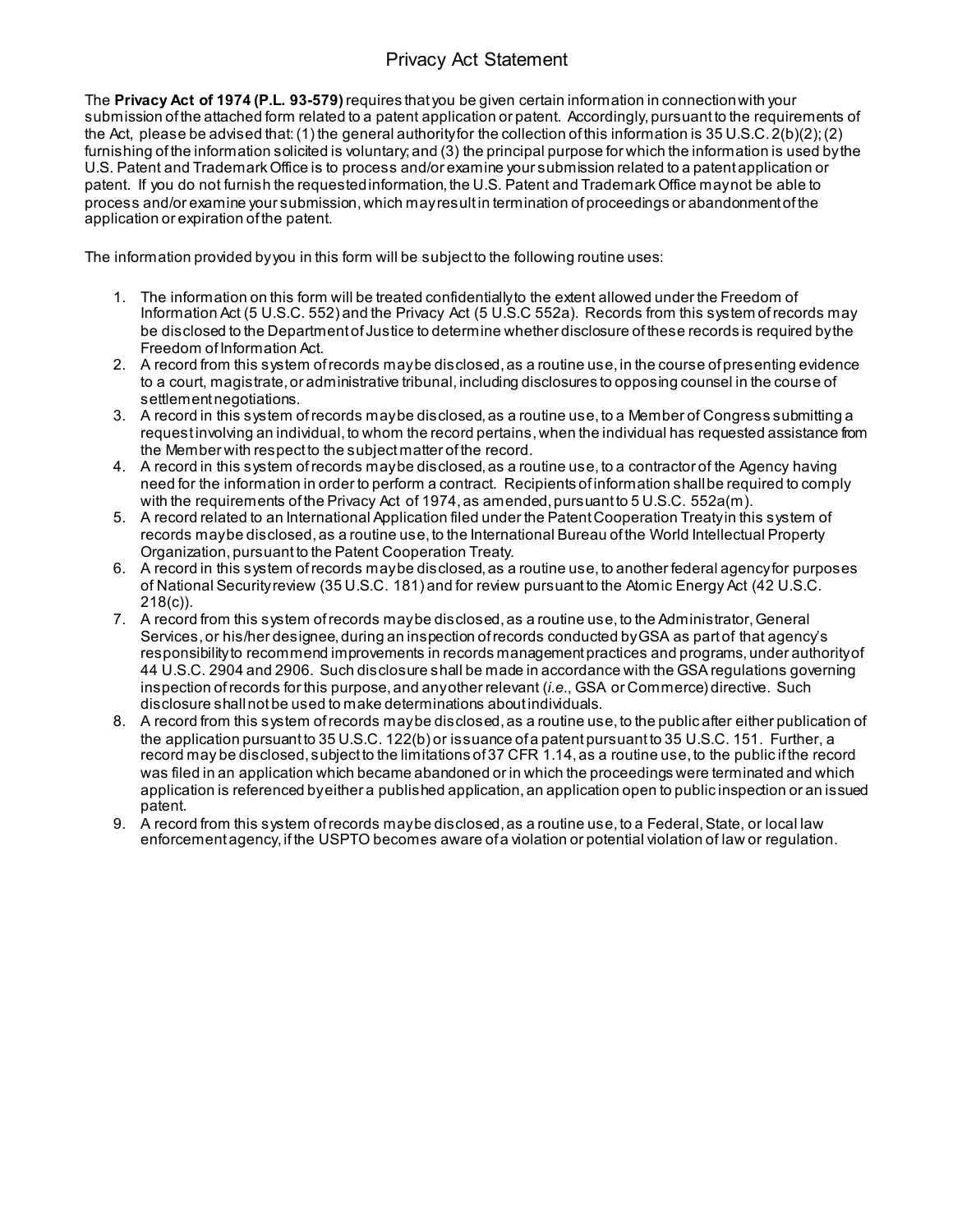# Privacy Act Statement

The **Privacy Act of 1974 (P.L. 93-579)** requires that you be given certain information in connection with your submission of the attached form related to a patent application or patent. Accordingly, pursuant to the requirements of the Act, please be advised that: (1) the general authority for the collection of this information is 35 U.S.C. 2(b)(2); (2) furnishing of the information solicited is voluntary; and (3) the principal purpose for which the information is used by the U.S. Patent and Trademark Office is to process and/or examine your submission related to a patent application or patent. If you do not furnish the requested information, the U.S. Patent and Trademark Office may not be able to process and/or examine your submission, which may result in termination of proceedings or abandonment of the application or expiration of the patent.

The information provided by you in this form will be subject to the following routine uses:

1. The information on this form will be treated confidentially to the extent allowed under the Freedom of Information Act (5 U.S.C. 552) and the Privacy Act (5 U.S.C 552a). Records from this system of records may be disclosed to the Department of Justice to determine whether disclosure of these records is required by the Freedom of Information Act.
2. A record from this system of records may be disclosed, as a routine use, in the course of presenting evidence to a court, magistrate, or administrative tribunal, including disclosures to opposing counsel in the course of settlement negotiations.
3. A record in this system of records may be disclosed, as a routine use, to a Member of Congress submitting a request involving an individual, to whom the record pertains, when the individual has requested assistance from the Member with respect to the subject matter of the record.
4. A record in this system of records may be disclosed, as a routine use, to a contractor of the Agency having need for the information in order to perform a contract. Recipients of information shall be required to comply with the requirements of the Privacy Act of 1974, as amended, pursuant to 5 U.S.C. 552a(m).
5. A record related to an International Application filed under the Patent Cooperation Treaty in this system of records may be disclosed, as a routine use, to the International Bureau of the World Intellectual Property Organization, pursuant to the Patent Cooperation Treaty.
6. A record in this system of records may be disclosed, as a routine use, to another federal agency for purposes of National Security review (35 U.S.C. 181) and for review pursuant to the Atomic Energy Act (42 U.S.C. 218(c)).
7. A record from this system of records may be disclosed, as a routine use, to the Administrator, General Services, or his/her designee, during an inspection of records conducted by GSA as part of that agency's responsibility to recommend improvements in records management practices and programs, under authority of 44 U.S.C. 2904 and 2906. Such disclosure shall be made in accordance with the GSA regulations governing inspection of records for this purpose, and any other relevant (*i.e.*, GSA or Commerce) directive. Such disclosure shall not be used to make determinations about individuals.
8. A record from this system of records may be disclosed, as a routine use, to the public after either publication of the application pursuant to 35 U.S.C. 122(b) or issuance of a patent pursuant to 35 U.S.C. 151. Further, a record may be disclosed, subject to the limitations of 37 CFR 1.14, as a routine use, to the public if the record was filed in an application which became abandoned or in which the proceedings were terminated and which application is referenced by either a published application, an application open to public inspection or an issued patent.
9. A record from this system of records may be disclosed, as a routine use, to a Federal, State, or local law enforcement agency, if the USPTO becomes aware of a violation or potential violation of law or regulation.